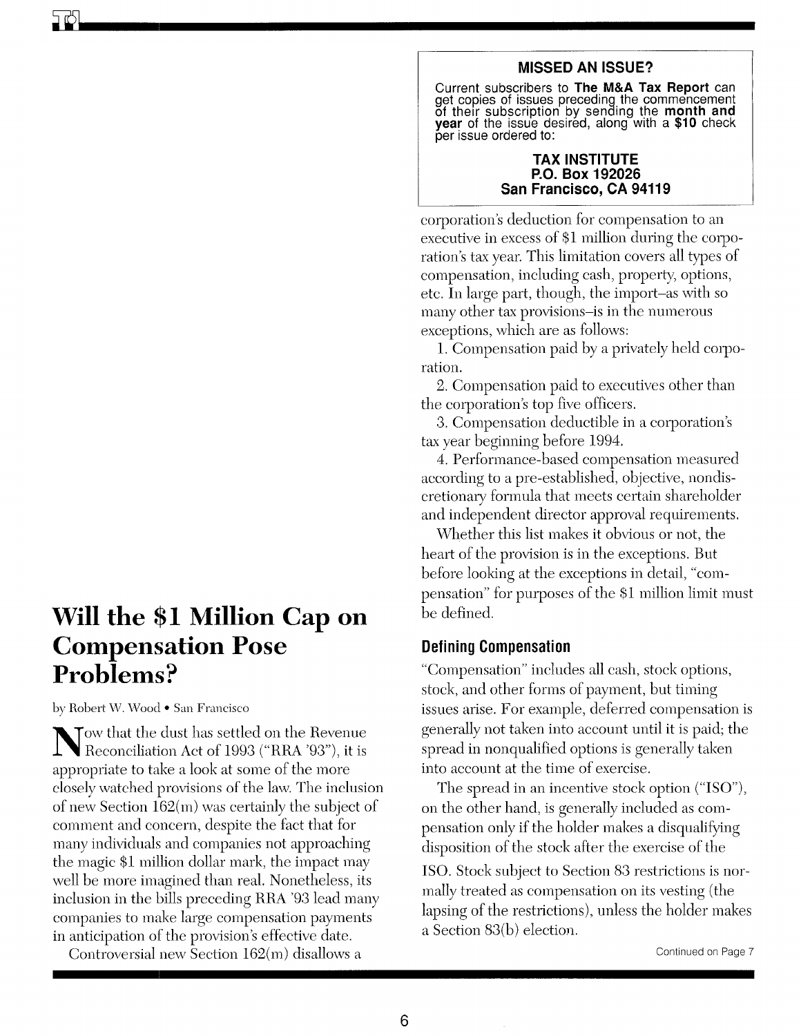**MISSED AN ISSUE?**

Current subscribers to **The M&A Tax Report** can get copies of issues preceding the commencement of their subscription by sending the **month and year** of the issue desired, along with a **$10** check per issue ordered to:

**TAX INSTITUTE**
**P.O. Box 192026**
**San Francisco, CA 94119**

# Will the $1 Million Cap on Compensation Pose Problems?

by Robert W. Wood • San Francisco

Now that the dust has settled on the Revenue Reconciliation Act of 1993 ("RRA '93"), it is appropriate to take a look at some of the more closely watched provisions of the law. The inclusion of new Section 162(m) was certainly the subject of comment and concern, despite the fact that for many individuals and companies not approaching the magic $1 million dollar mark, the impact may well be more imagined than real. Nonetheless, its inclusion in the bills preceding RRA '93 lead many companies to make large compensation payments in anticipation of the provision's effective date.

Controversial new Section 162(m) disallows a corporation's deduction for compensation to an executive in excess of $1 million during the corporation's tax year. This limitation covers all types of compensation, including cash, property, options, etc. In large part, though, the import–as with so many other tax provisions–is in the numerous exceptions, which are as follows:

1. Compensation paid by a privately held corporation.
2. Compensation paid to executives other than the corporation's top five officers.
3. Compensation deductible in a corporation's tax year beginning before 1994.
4. Performance-based compensation measured according to a pre-established, objective, nondiscretionary formula that meets certain shareholder and independent director approval requirements.

Whether this list makes it obvious or not, the heart of the provision is in the exceptions. But before looking at the exceptions in detail, "compensation" for purposes of the $1 million limit must be defined.

## Defining Compensation

"Compensation" includes all cash, stock options, stock, and other forms of payment, but timing issues arise. For example, deferred compensation is generally not taken into account until it is paid; the spread in nonqualified options is generally taken into account at the time of exercise.

The spread in an incentive stock option ("ISO"), on the other hand, is generally included as compensation only if the holder makes a disqualifying disposition of the stock after the exercise of the ISO. Stock subject to Section 83 restrictions is normally treated as compensation on its vesting (the lapsing of the restrictions), unless the holder makes a Section 83(b) election.

Continued on Page 7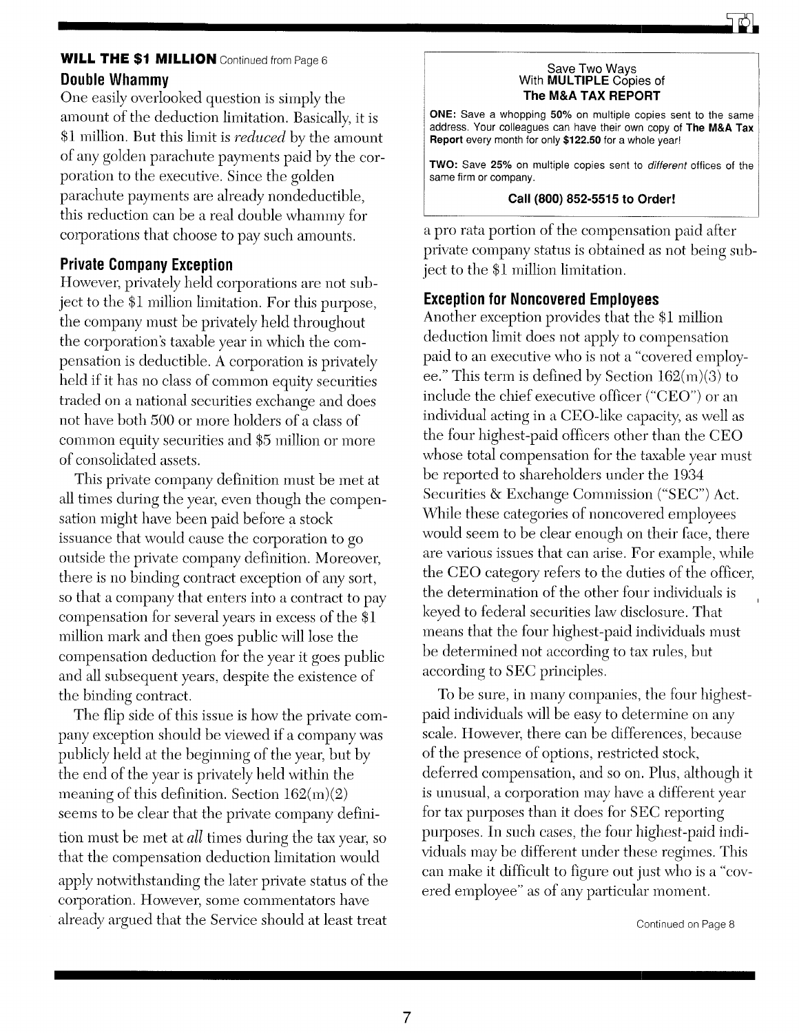**WILL THE $1 MILLION** Continued from Page 6

### Double Whammy

One easily overlooked question is simply the amount of the deduction limitation. Basically, it is $1 million. But this limit is *reduced* by the amount of any golden parachute payments paid by the corporation to the executive. Since the golden parachute payments are already nondeductible, this reduction can be a real double whammy for corporations that choose to pay such amounts.

### Private Company Exception

However, privately held corporations are not subject to the $1 million limitation. For this purpose, the company must be privately held throughout the corporation's taxable year in which the compensation is deductible. A corporation is privately held if it has no class of common equity securities traded on a national securities exchange and does not have both 500 or more holders of a class of common equity securities and $5 million or more of consolidated assets.

This private company definition must be met at all times during the year, even though the compensation might have been paid before a stock issuance that would cause the corporation to go outside the private company definition. Moreover, there is no binding contract exception of any sort, so that a company that enters into a contract to pay compensation for several years in excess of the $1 million mark and then goes public will lose the compensation deduction for the year it goes public and all subsequent years, despite the existence of the binding contract.

The flip side of this issue is how the private company exception should be viewed if a company was publicly held at the beginning of the year, but by the end of the year is privately held within the meaning of this definition. Section 162(m)(2) seems to be clear that the private company definition must be met at *all* times during the tax year, so that the compensation deduction limitation would apply notwithstanding the later private status of the corporation. However, some commentators have already argued that the Service should at least treat a pro rata portion of the compensation paid after private company status is obtained as not being subject to the $1 million limitation.

> Save Two Ways
> With **MULTIPLE** Copies of
> **The M&A TAX REPORT**
>
> **ONE:** Save a whopping **50%** on multiple copies sent to the same address. Your colleagues can have their own copy of **The M&A Tax Report** every month for only **$122.50** for a whole year!
>
> **TWO:** Save **25%** on multiple copies sent to *different* offices of the same firm or company.
>
> **Call (800) 852-5515 to Order!**

### Exception for Noncovered Employees

Another exception provides that the $1 million deduction limit does not apply to compensation paid to an executive who is not a "covered employee." This term is defined by Section 162(m)(3) to include the chief executive officer ("CEO") or an individual acting in a CEO-like capacity, as well as the four highest-paid officers other than the CEO whose total compensation for the taxable year must be reported to shareholders under the 1934 Securities & Exchange Commission ("SEC") Act. While these categories of noncovered employees would seem to be clear enough on their face, there are various issues that can arise. For example, while the CEO category refers to the duties of the officer, the determination of the other four individuals is keyed to federal securities law disclosure. That means that the four highest-paid individuals must be determined not according to tax rules, but according to SEC principles.

To be sure, in many companies, the four highest-paid individuals will be easy to determine on any scale. However, there can be differences, because of the presence of options, restricted stock, deferred compensation, and so on. Plus, although it is unusual, a corporation may have a different year for tax purposes than it does for SEC reporting purposes. In such cases, the four highest-paid individuals may be different under these regimes. This can make it difficult to figure out just who is a "covered employee" as of any particular moment.

Continued on Page 8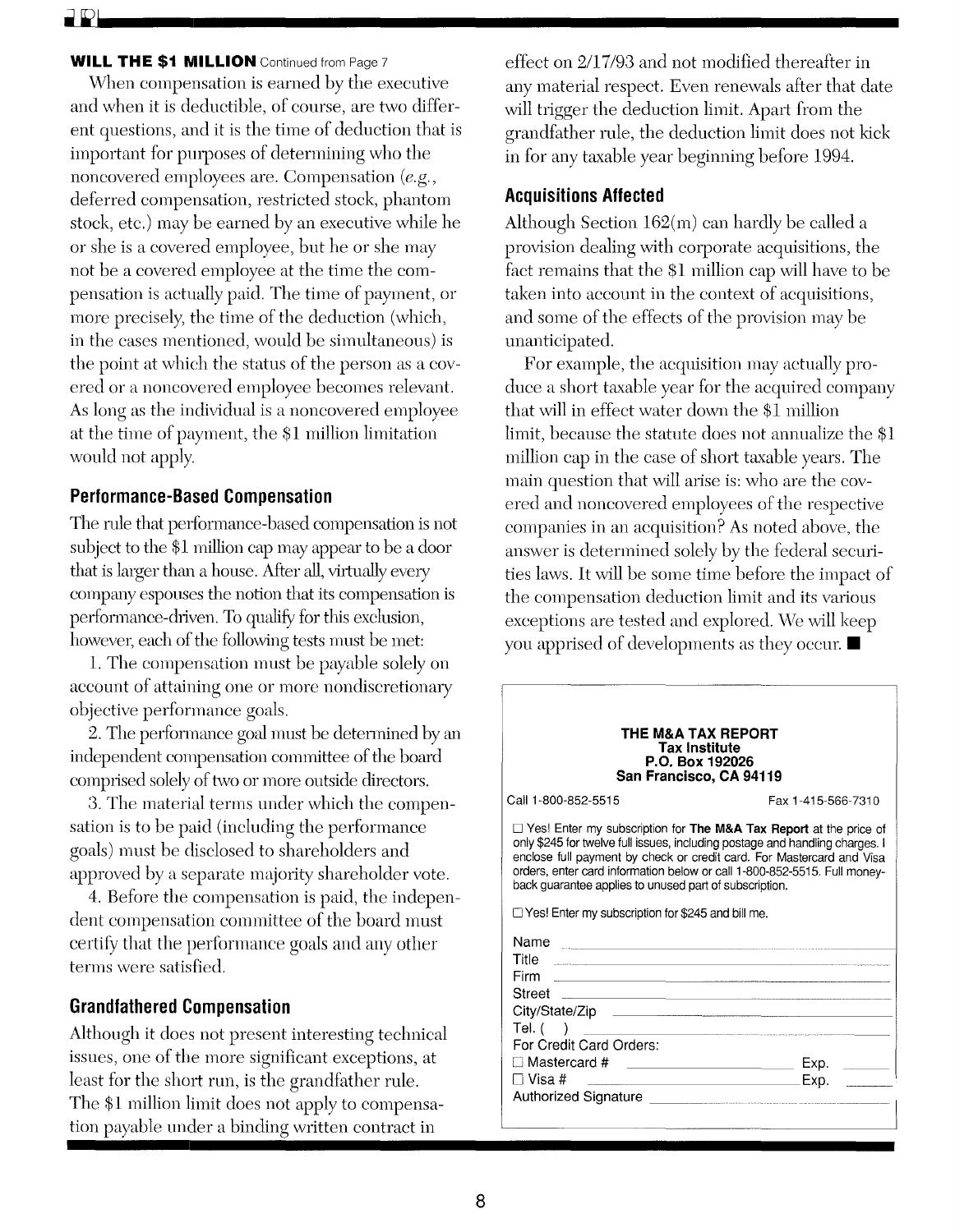**WILL THE $1 MILLION** Continued from Page 7

When compensation is earned by the executive and when it is deductible, of course, are two different questions, and it is the time of deduction that is important for purposes of determining who the noncovered employees are. Compensation (*e.g.*, deferred compensation, restricted stock, phantom stock, etc.) may be earned by an executive while he or she is a covered employee, but he or she may not be a covered employee at the time the compensation is actually paid. The time of payment, or more precisely, the time of the deduction (which, in the cases mentioned, would be simultaneous) is the point at which the status of the person as a covered or a noncovered employee becomes relevant. As long as the individual is a noncovered employee at the time of payment, the $1 million limitation would not apply.

### Performance-Based Compensation

The rule that performance-based compensation is not subject to the $1 million cap may appear to be a door that is larger than a house. After all, virtually every company espouses the notion that its compensation is performance-driven. To qualify for this exclusion, however, each of the following tests must be met:

1. The compensation must be payable solely on account of attaining one or more nondiscretionary objective performance goals.
2. The performance goal must be determined by an independent compensation committee of the board comprised solely of two or more outside directors.
3. The material terms under which the compensation is to be paid (including the performance goals) must be disclosed to shareholders and approved by a separate majority shareholder vote.
4. Before the compensation is paid, the independent compensation committee of the board must certify that the performance goals and any other terms were satisfied.

### Grandfathered Compensation

Although it does not present interesting technical issues, one of the more significant exceptions, at least for the short run, is the grandfather rule. The $1 million limit does not apply to compensation payable under a binding written contract in effect on 2/17/93 and not modified thereafter in any material respect. Even renewals after that date will trigger the deduction limit. Apart from the grandfather rule, the deduction limit does not kick in for any taxable year beginning before 1994.

### Acquisitions Affected

Although Section 162(m) can hardly be called a provision dealing with corporate acquisitions, the fact remains that the $1 million cap will have to be taken into account in the context of acquisitions, and some of the effects of the provision may be unanticipated.

For example, the acquisition may actually produce a short taxable year for the acquired company that will in effect water down the $1 million limit, because the statute does not annualize the $1 million cap in the case of short taxable years. The main question that will arise is: who are the covered and noncovered employees of the respective companies in an acquisition? As noted above, the answer is determined solely by the federal securities laws. It will be some time before the impact of the compensation deduction limit and its various exceptions are tested and explored. We will keep you apprised of developments as they occur. ■

---

**THE M&A TAX REPORT**
**Tax Institute**
**P.O. Box 192026**
**San Francisco, CA 94119**

Call 1-800-852-5515 Fax 1-415-566-7310

☐ Yes! Enter my subscription for **The M&A Tax Report** at the price of only $245 for twelve full issues, including postage and handling charges. I enclose full payment by check or credit card. For Mastercard and Visa orders, enter card information below or call 1-800-852-5515. Full money-back guarantee applies to unused part of subscription.

☐ Yes! Enter my subscription for $245 and bill me.

Name ____________________
Title ____________________
Firm ____________________
Street ____________________
City/State/Zip ____________________
Tel. ( ) ____________________
For Credit Card Orders:
☐ Mastercard # ____________________ Exp. ______
☐ Visa # ____________________ Exp. ______
Authorized Signature ____________________